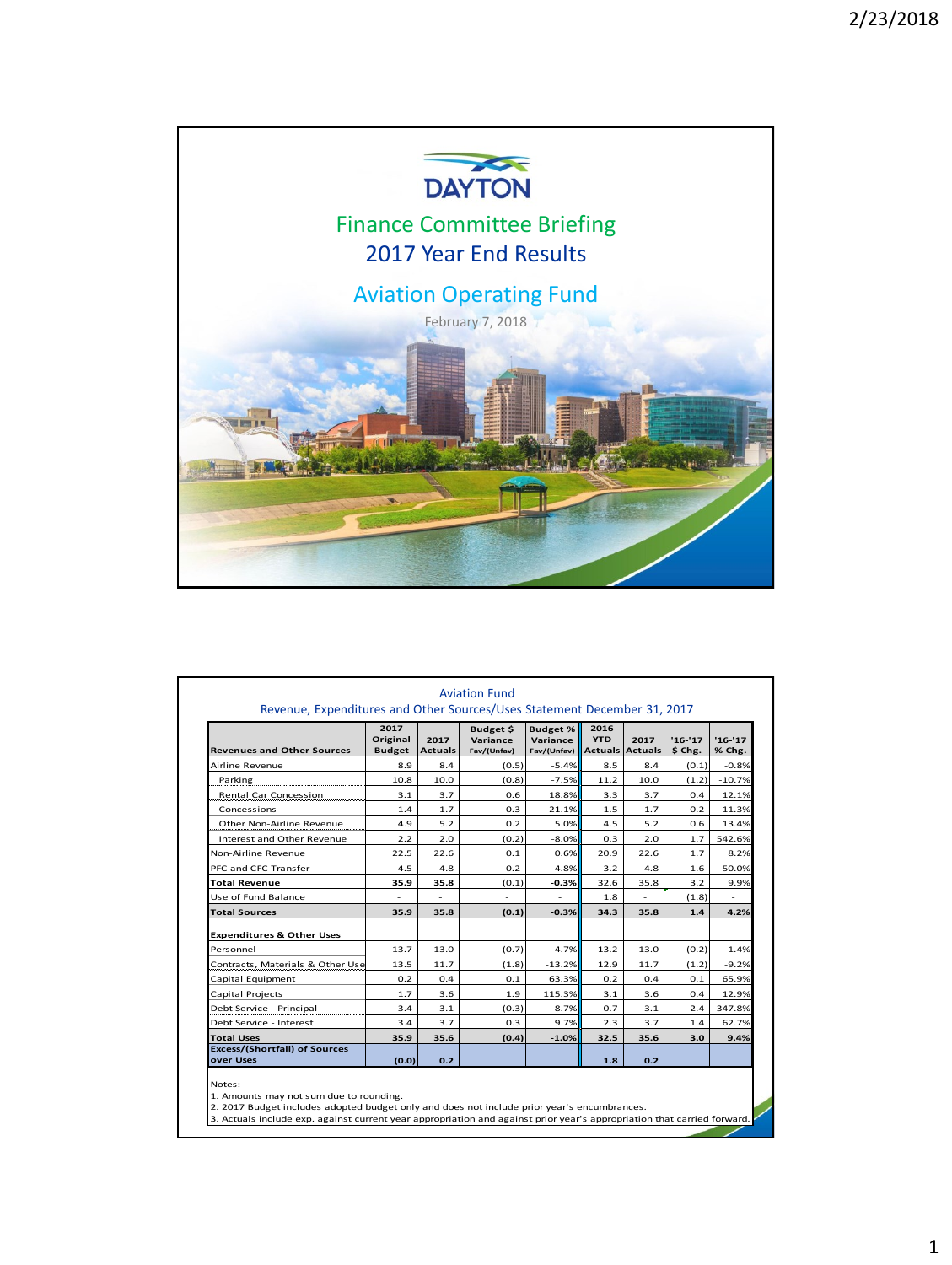DAYTON

# Finance Committee Briefing

## 2017 Year End Results

## Aviation Operating Fund

February 7, 2018

### Aviation Fund

Revenue, Expenditures and Other Sources/Uses Statement December 31, 2017

| Revenues and Other Sources | 2017 Original Budget | 2017 Actuals | Budget $ Variance Fav/(Unfav) | Budget % Variance Fav/(Unfav) | 2016 YTD Actuals | 2017 Actuals | '16-'17 $ Chg. | '16-'17 % Chg. |
|---|---|---|---|---|---|---|---|---|
| Airline Revenue | 8.9 | 8.4 | (0.5) | -5.4% | 8.5 | 8.4 | (0.1) | -0.8% |
| Parking | 10.8 | 10.0 | (0.8) | -7.5% | 11.2 | 10.0 | (1.2) | -10.7% |
| Rental Car Concession | 3.1 | 3.7 | 0.6 | 18.8% | 3.3 | 3.7 | 0.4 | 12.1% |
| Concessions | 1.4 | 1.7 | 0.3 | 21.1% | 1.5 | 1.7 | 0.2 | 11.3% |
| Other Non-Airline Revenue | 4.9 | 5.2 | 0.2 | 5.0% | 4.5 | 5.2 | 0.6 | 13.4% |
| Interest and Other Revenue | 2.2 | 2.0 | (0.2) | -8.0% | 0.3 | 2.0 | 1.7 | 542.6% |
| Non-Airline Revenue | 22.5 | 22.6 | 0.1 | 0.6% | 20.9 | 22.6 | 1.7 | 8.2% |
| PFC and CFC Transfer | 4.5 | 4.8 | 0.2 | 4.8% | 3.2 | 4.8 | 1.6 | 50.0% |
| **Total Revenue** | **35.9** | **35.8** | (0.1) | **-0.3%** | 32.6 | 35.8 | 3.2 | 9.9% |
| Use of Fund Balance | - | - | - | - | 1.8 | - | (1.8) | - |
| **Total Sources** | **35.9** | **35.8** | **(0.1)** | **-0.3%** | **34.3** | **35.8** | **1.4** | **4.2%** |
| **Expenditures & Other Uses** | | | | | | | | |
| Personnel | 13.7 | 13.0 | (0.7) | -4.7% | 13.2 | 13.0 | (0.2) | -1.4% |
| Contracts, Materials & Other Use | 13.5 | 11.7 | (1.8) | -13.2% | 12.9 | 11.7 | (1.2) | -9.2% |
| Capital Equipment | 0.2 | 0.4 | 0.1 | 63.3% | 0.2 | 0.4 | 0.1 | 65.9% |
| Capital Projects | 1.7 | 3.6 | 1.9 | 115.3% | 3.1 | 3.6 | 0.4 | 12.9% |
| Debt Service - Principal | 3.4 | 3.1 | (0.3) | -8.7% | 0.7 | 3.1 | 2.4 | 347.8% |
| Debt Service - Interest | 3.4 | 3.7 | 0.3 | 9.7% | 2.3 | 3.7 | 1.4 | 62.7% |
| **Total Uses** | **35.9** | **35.6** | **(0.4)** | **-1.0%** | **32.5** | **35.6** | **3.0** | **9.4%** |
| **Excess/(Shortfall) of Sources over Uses** | **(0.0)** | **0.2** | | | **1.8** | **0.2** | | |

Notes:
1. Amounts may not sum due to rounding.
2. 2017 Budget includes adopted budget only and does not include prior year's encumbrances.
3. Actuals include exp. against current year appropriation and against prior year's appropriation that carried forward.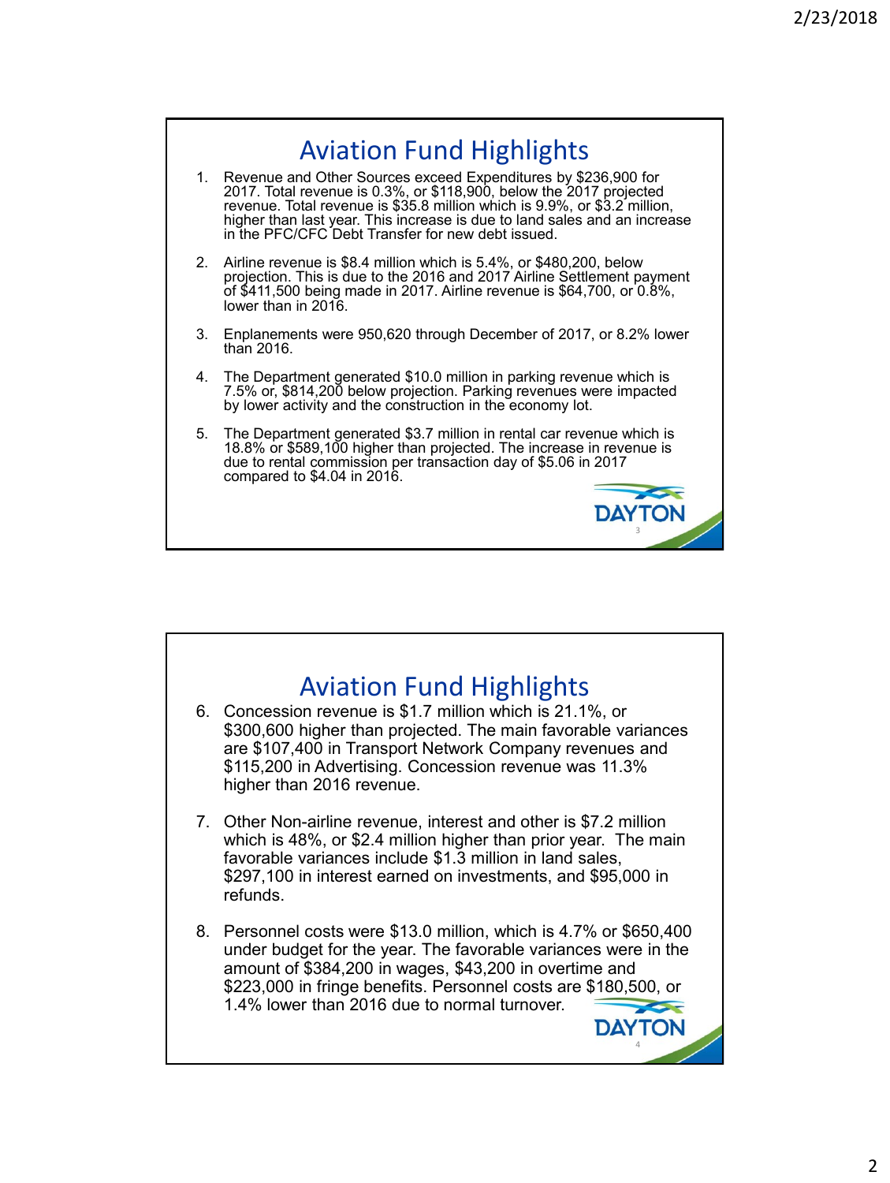# Aviation Fund Highlights

1. Revenue and Other Sources exceed Expenditures by $236,900 for 2017. Total revenue is 0.3%, or $118,900, below the 2017 projected revenue. Total revenue is $35.8 million which is 9.9%, or $3.2 million, higher than last year. This increase is due to land sales and an increase in the PFC/CFC Debt Transfer for new debt issued.

2. Airline revenue is $8.4 million which is 5.4%, or $480,200, below projection. This is due to the 2016 and 2017 Airline Settlement payment of $411,500 being made in 2017. Airline revenue is $64,700, or 0.8%, lower than in 2016.

3. Enplanements were 950,620 through December of 2017, or 8.2% lower than 2016.

4. The Department generated $10.0 million in parking revenue which is 7.5% or, $814,200 below projection. Parking revenues were impacted by lower activity and the construction in the economy lot.

5. The Department generated $3.7 million in rental car revenue which is 18.8% or $589,100 higher than projected. The increase in revenue is due to rental commission per transaction day of $5.06 in 2017 compared to $4.04 in 2016.

# Aviation Fund Highlights

6. Concession revenue is $1.7 million which is 21.1%, or $300,600 higher than projected. The main favorable variances are $107,400 in Transport Network Company revenues and $115,200 in Advertising. Concession revenue was 11.3% higher than 2016 revenue.

7. Other Non-airline revenue, interest and other is $7.2 million which is 48%, or $2.4 million higher than prior year. The main favorable variances include $1.3 million in land sales, $297,100 in interest earned on investments, and $95,000 in refunds.

8. Personnel costs were $13.0 million, which is 4.7% or $650,400 under budget for the year. The favorable variances were in the amount of $384,200 in wages, $43,200 in overtime and $223,000 in fringe benefits. Personnel costs are $180,500, or 1.4% lower than 2016 due to normal turnover.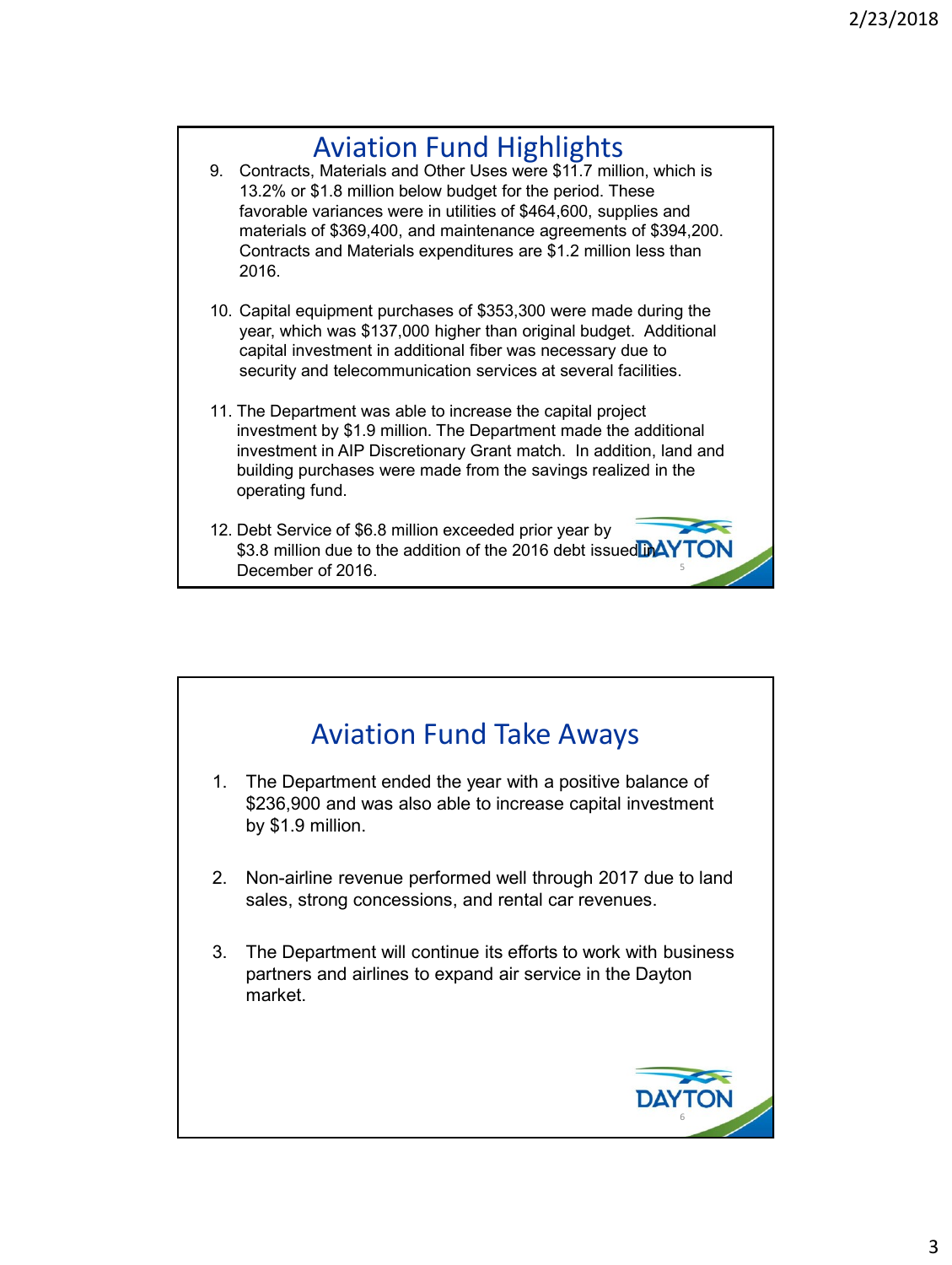## Aviation Fund Highlights

9. Contracts, Materials and Other Uses were $11.7 million, which is 13.2% or $1.8 million below budget for the period. These favorable variances were in utilities of $464,600, supplies and materials of $369,400, and maintenance agreements of $394,200. Contracts and Materials expenditures are $1.2 million less than 2016.

10. Capital equipment purchases of $353,300 were made during the year, which was $137,000 higher than original budget. Additional capital investment in additional fiber was necessary due to security and telecommunication services at several facilities.

11. The Department was able to increase the capital project investment by $1.9 million. The Department made the additional investment in AIP Discretionary Grant match. In addition, land and building purchases were made from the savings realized in the operating fund.

12. Debt Service of $6.8 million exceeded prior year by $3.8 million due to the addition of the 2016 debt issued in December of 2016.

## Aviation Fund Take Aways

1. The Department ended the year with a positive balance of $236,900 and was also able to increase capital investment by $1.9 million.

2. Non-airline revenue performed well through 2017 due to land sales, strong concessions, and rental car revenues.

3. The Department will continue its efforts to work with business partners and airlines to expand air service in the Dayton market.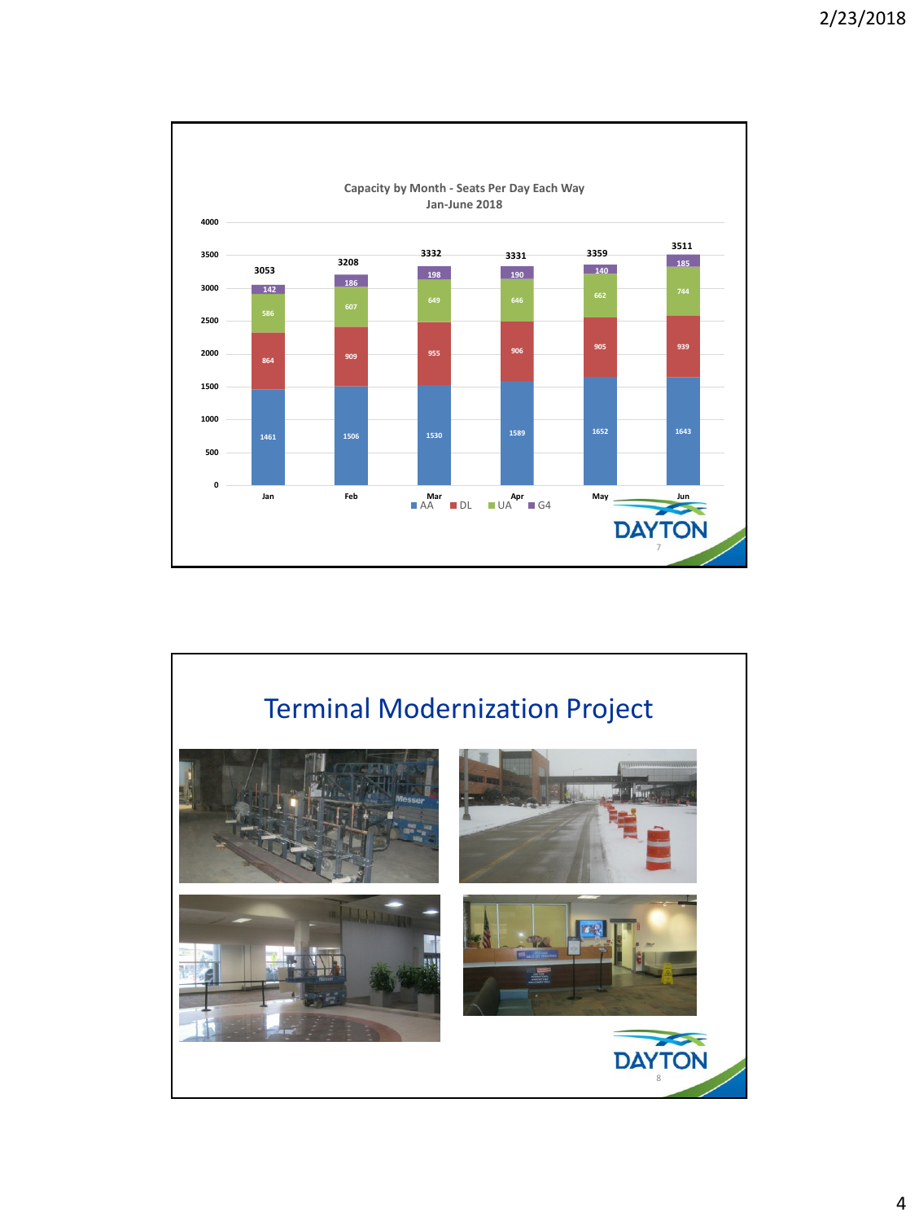**Capacity by Month - Seats Per Day Each Way**
**Jan-June 2018**

| Month | AA | DL | UA | G4 | Total |
|---|---|---|---|---|---|
| Jan | 1461 | 864 | 586 | 142 | 3053 |
| Feb | 1506 | 909 | 607 | 186 | 3208 |
| Mar | 1530 | 955 | 649 | 198 | 3332 |
| Apr | 1589 | 906 | 646 | 190 | 3331 |
| May | 1652 | 905 | 662 | 140 | 3359 |
| Jun | 1643 | 939 | 744 | 185 | 3511 |

DAYTON

# Terminal Modernization Project

DAYTON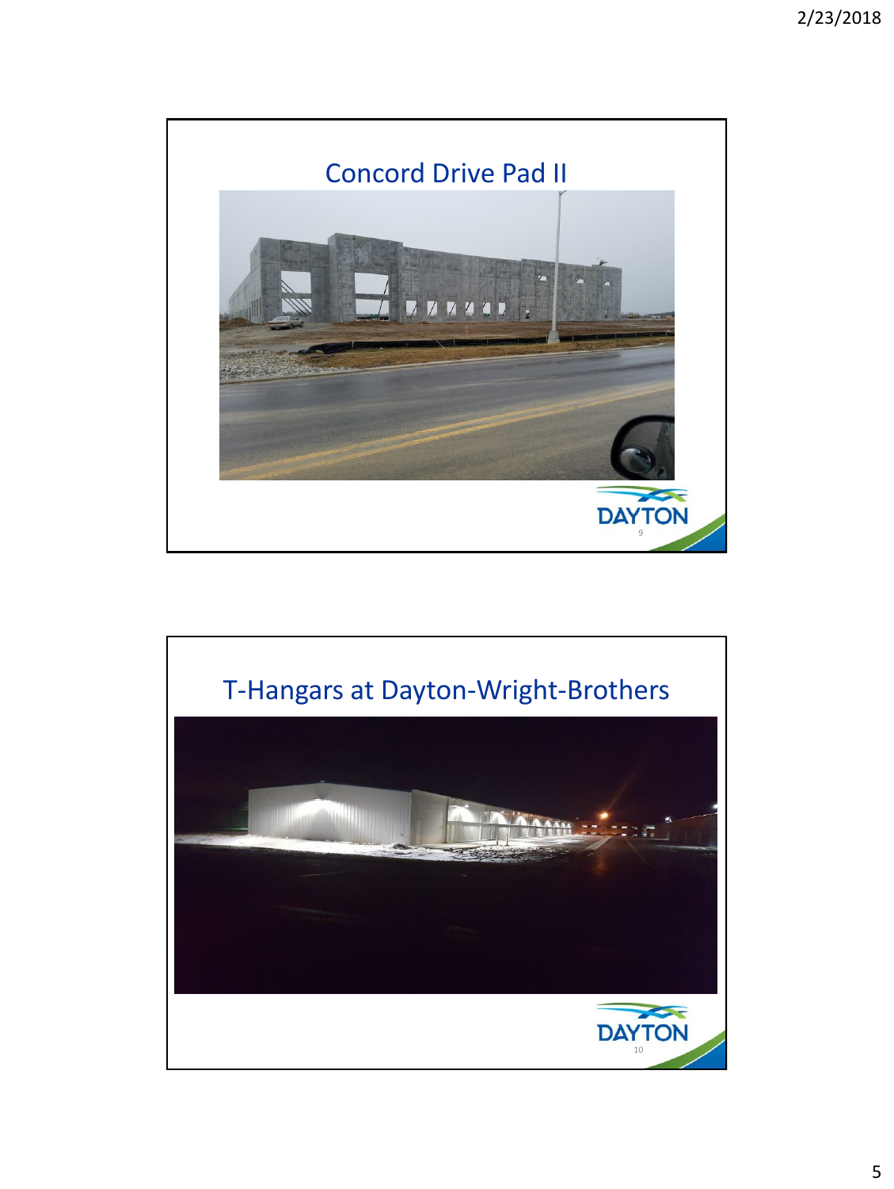## Concord Drive Pad II

## T-Hangars at Dayton-Wright-Brothers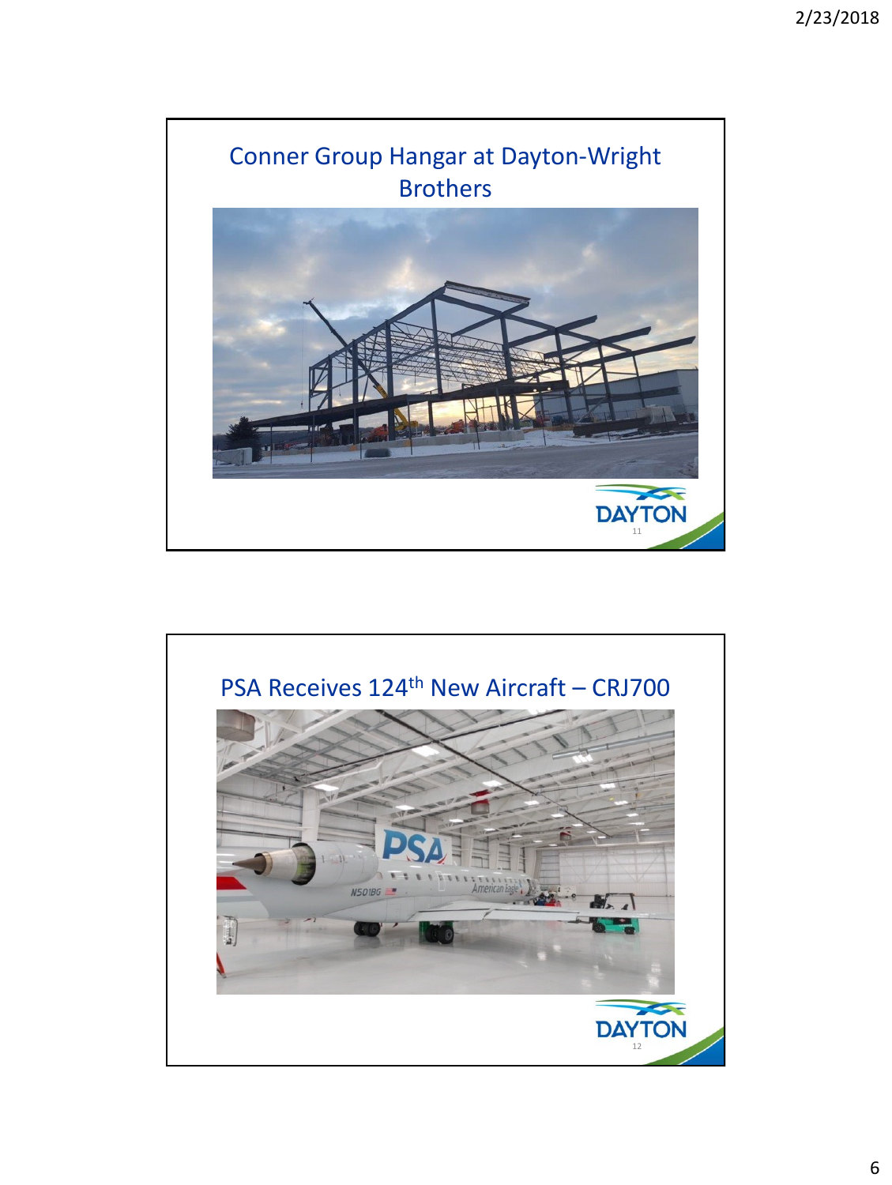## Conner Group Hangar at Dayton-Wright Brothers

## PSA Receives 124th New Aircraft – CRJ700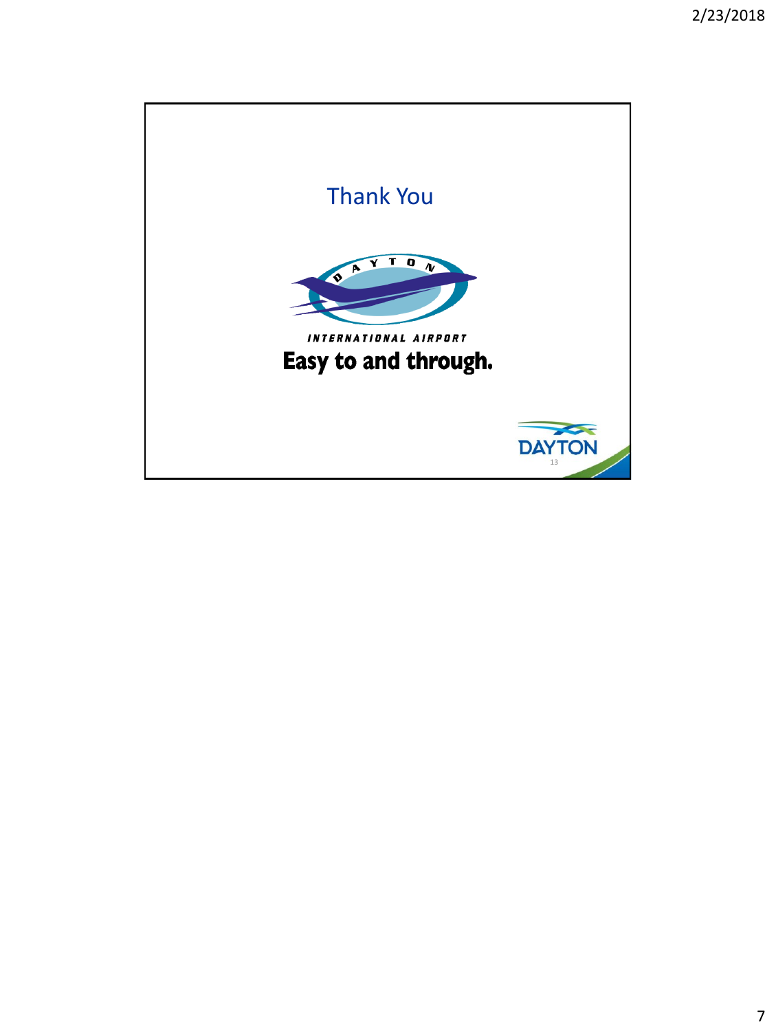# Thank You

DAYTON

INTERNATIONAL AIRPORT

**Easy to and through.**

DAYTON